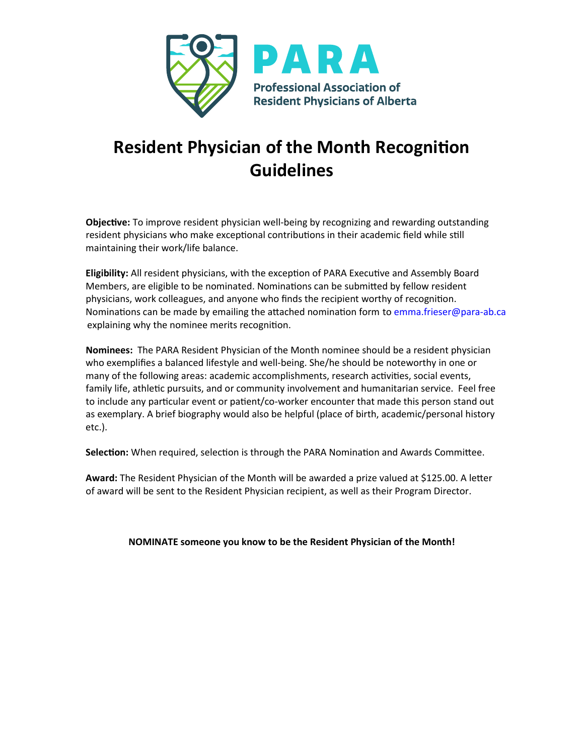PARA

Professional Association of Resident Physicians of Alberta

# Resident Physician of the Month Recognition Guidelines

**Objective:** To improve resident physician well-being by recognizing and rewarding outstanding resident physicians who make exceptional contributions in their academic field while still maintaining their work/life balance.

**Eligibility:** All resident physicians, with the exception of PARA Executive and Assembly Board Members, are eligible to be nominated. Nominations can be submitted by fellow resident physicians, work colleagues, and anyone who finds the recipient worthy of recognition. Nominations can be made by emailing the attached nomination form to emma.frieser@para-ab.ca explaining why the nominee merits recognition.

**Nominees:** The PARA Resident Physician of the Month nominee should be a resident physician who exemplifies a balanced lifestyle and well-being. She/he should be noteworthy in one or many of the following areas: academic accomplishments, research activities, social events, family life, athletic pursuits, and or community involvement and humanitarian service. Feel free to include any particular event or patient/co-worker encounter that made this person stand out as exemplary. A brief biography would also be helpful (place of birth, academic/personal history etc.).

**Selection:** When required, selection is through the PARA Nomination and Awards Committee.

**Award:** The Resident Physician of the Month will be awarded a prize valued at $125.00. A letter of award will be sent to the Resident Physician recipient, as well as their Program Director.

**NOMINATE someone you know to be the Resident Physician of the Month!**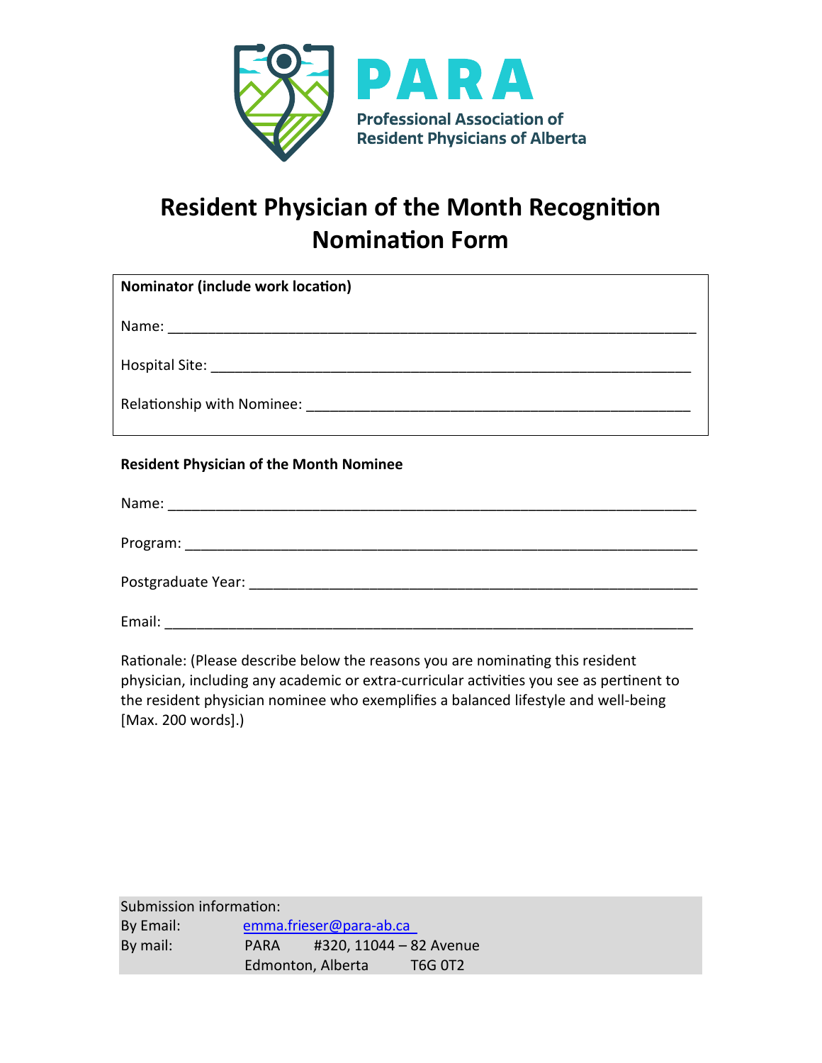PARA

Professional Association of Resident Physicians of Alberta

# Resident Physician of the Month Recognition Nomination Form

**Nominator (include work location)**

Name: ___________________________________________________________________

Hospital Site: _____________________________________________________________

Relationship with Nominee: _______________________________________________

**Resident Physician of the Month Nominee**

Name: ___________________________________________________________________

Program: _________________________________________________________________

Postgraduate Year: _________________________________________________________

Email: ___________________________________________________________________

Rationale: (Please describe below the reasons you are nominating this resident physician, including any academic or extra-curricular activities you see as pertinent to the resident physician nominee who exemplifies a balanced lifestyle and well-being [Max. 200 words].)

Submission information:

By Email: emma.frieser@para-ab.ca

By mail: PARA #320, 11044 – 82 Avenue
Edmonton, Alberta T6G 0T2